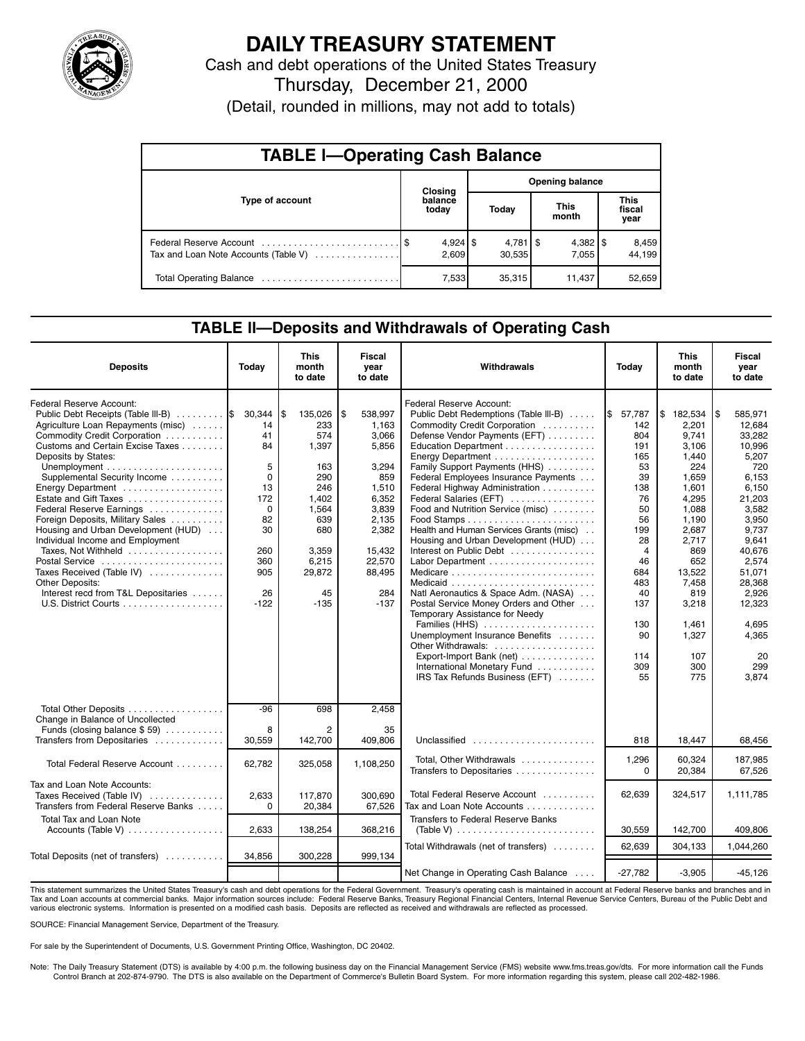# DAILY TREASURY STATEMENT

Cash and debt operations of the United States Treasury

Thursday, December 21, 2000

(Detail, rounded in millions, may not add to totals)

## TABLE I—Operating Cash Balance

| Type of account | Closing balance today | Opening balance Today | Opening balance This month | Opening balance This fiscal year |
|---|---|---|---|---|
| Federal Reserve Account | $ 4,924 | $ 4,781 | $ 4,382 | $ 8,459 |
| Tax and Loan Note Accounts (Table V) | 2,609 | 30,535 | 7,055 | 44,199 |
| Total Operating Balance | 7,533 | 35,315 | 11,437 | 52,659 |

## TABLE II—Deposits and Withdrawals of Operating Cash

| Deposits | Today | This month to date | Fiscal year to date |
|---|---|---|---|
| Federal Reserve Account: | | | |
| Public Debt Receipts (Table III-B) | $ 30,344 | $ 135,026 | $ 538,997 |
| Agriculture Loan Repayments (misc) | 14 | 233 | 1,163 |
| Commodity Credit Corporation | 41 | 574 | 3,066 |
| Customs and Certain Excise Taxes | 84 | 1,397 | 5,856 |
| Deposits by States: | | | |
| Unemployment | 5 | 163 | 3,294 |
| Supplemental Security Income | 0 | 290 | 859 |
| Energy Department | 13 | 246 | 1,510 |
| Estate and Gift Taxes | 172 | 1,402 | 6,352 |
| Federal Reserve Earnings | 0 | 1,564 | 3,839 |
| Foreign Deposits, Military Sales | 82 | 639 | 2,135 |
| Housing and Urban Development (HUD) | 30 | 680 | 2,382 |
| Individual Income and Employment Taxes, Not Withheld | 260 | 3,359 | 15,432 |
| Postal Service | 360 | 6,215 | 22,570 |
| Taxes Received (Table IV) | 905 | 29,872 | 88,495 |
| Other Deposits: | | | |
| Interest recd from T&L Depositaries | 26 | 45 | 284 |
| U.S. District Courts | -122 | -135 | -137 |
| Total Other Deposits | -96 | 698 | 2,458 |
| Change in Balance of Uncollected Funds (closing balance $ 59) | 8 | 2 | 35 |
| Transfers from Depositaries | 30,559 | 142,700 | 409,806 |
| Total Federal Reserve Account | 62,782 | 325,058 | 1,108,250 |
| Tax and Loan Note Accounts: | | | |
| Taxes Received (Table IV) | 2,633 | 117,870 | 300,690 |
| Transfers from Federal Reserve Banks | 0 | 20,384 | 67,526 |
| Total Tax and Loan Note Accounts (Table V) | 2,633 | 138,254 | 368,216 |
| Total Deposits (net of transfers) | 34,856 | 300,228 | 999,134 |

| Withdrawals | Today | This month to date | Fiscal year to date |
|---|---|---|---|
| Federal Reserve Account: | | | |
| Public Debt Redemptions (Table III-B) | $ 57,787 | $ 182,534 | $ 585,971 |
| Commodity Credit Corporation | 142 | 2,201 | 12,684 |
| Defense Vendor Payments (EFT) | 804 | 9,741 | 33,282 |
| Education Department | 191 | 3,106 | 10,996 |
| Energy Department | 165 | 1,440 | 5,207 |
| Family Support Payments (HHS) | 53 | 224 | 720 |
| Federal Employees Insurance Payments | 39 | 1,659 | 6,153 |
| Federal Highway Administration | 138 | 1,601 | 6,150 |
| Federal Salaries (EFT) | 76 | 4,295 | 21,203 |
| Food and Nutrition Service (misc) | 50 | 1,088 | 3,582 |
| Food Stamps | 56 | 1,190 | 3,950 |
| Health and Human Services Grants (misc) | 199 | 2,687 | 9,737 |
| Housing and Urban Development (HUD) | 28 | 2,717 | 9,641 |
| Interest on Public Debt | 4 | 869 | 40,676 |
| Labor Department | 46 | 652 | 2,574 |
| Medicare | 684 | 13,522 | 51,071 |
| Medicaid | 483 | 7,458 | 28,368 |
| Natl Aeronautics & Space Adm. (NASA) | 40 | 819 | 2,926 |
| Postal Service Money Orders and Other | 137 | 3,218 | 12,323 |
| Temporary Assistance for Needy Families (HHS) | 130 | 1,461 | 4,695 |
| Unemployment Insurance Benefits | 90 | 1,327 | 4,365 |
| Other Withdrawals: | | | |
| Export-Import Bank (net) | 114 | 107 | 20 |
| International Monetary Fund | 309 | 300 | 299 |
| IRS Tax Refunds Business (EFT) | 55 | 775 | 3,874 |
| Unclassified | 818 | 18,447 | 68,456 |
| Total, Other Withdrawals | 1,296 | 60,324 | 187,985 |
| Transfers to Depositaries | 0 | 20,384 | 67,526 |
| Total Federal Reserve Account | 62,639 | 324,517 | 1,111,785 |
| Tax and Loan Note Accounts | | | |
| Transfers to Federal Reserve Banks (Table V) | 30,559 | 142,700 | 409,806 |
| Total Withdrawals (net of transfers) | 62,639 | 304,133 | 1,044,260 |
| Net Change in Operating Cash Balance | -27,782 | -3,905 | -45,126 |

This statement summarizes the United States Treasury's cash and debt operations for the Federal Government. Treasury's operating cash is maintained in account at Federal Reserve banks and branches and in Tax and Loan accounts at commercial banks. Major information sources include: Federal Reserve Banks, Treasury Regional Financial Centers, Internal Revenue Service Centers, Bureau of the Public Debt and various electronic systems. Information is presented on a modified cash basis. Deposits are reflected as received and withdrawals are reflected as processed.

SOURCE: Financial Management Service, Department of the Treasury.

For sale by the Superintendent of Documents, U.S. Government Printing Office, Washington, DC 20402.

Note: The Daily Treasury Statement (DTS) is available by 4:00 p.m. the following business day on the Financial Management Service (FMS) website www.fms.treas.gov/dts. For more information call the Funds Control Branch at 202-874-9790. The DTS is also available on the Department of Commerce's Bulletin Board System. For more information regarding this system, please call 202-482-1986.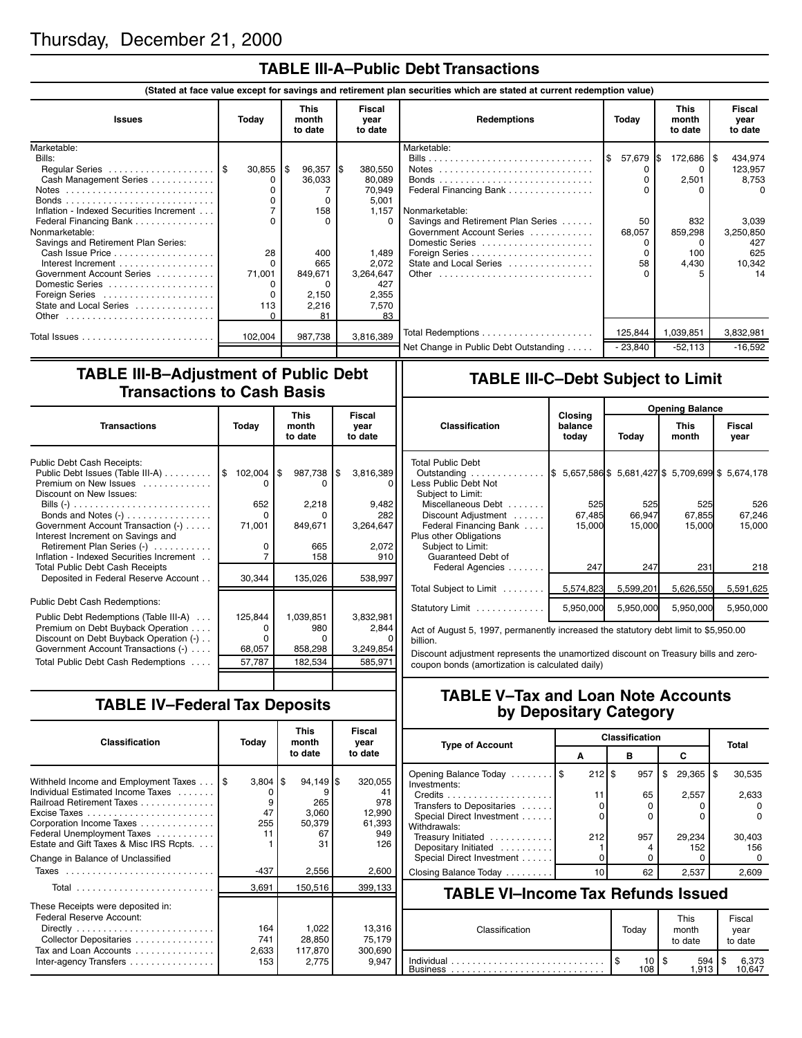Thursday, December 21, 2000

## TABLE III-A–Public Debt Transactions

(Stated at face value except for savings and retirement plan securities which are stated at current redemption value)

| Issues | Today | This month to date | Fiscal year to date |
|---|---|---|---|
| Marketable: | | | |
| Bills: | | | |
| Regular Series | $ 30,855 | $ 96,357 | $ 380,550 |
| Cash Management Series | 0 | 36,033 | 80,089 |
| Notes | 0 | 7 | 70,949 |
| Bonds | 0 | 0 | 5,001 |
| Inflation - Indexed Securities Increment | 7 | 158 | 1,157 |
| Federal Financing Bank | 0 | 0 | 0 |
| Nonmarketable: | | | |
| Savings and Retirement Plan Series: | | | |
| Cash Issue Price | 28 | 400 | 1,489 |
| Interest Increment | 0 | 665 | 2,072 |
| Government Account Series | 71,001 | 849,671 | 3,264,647 |
| Domestic Series | 0 | 0 | 427 |
| Foreign Series | 0 | 2,150 | 2,355 |
| State and Local Series | 113 | 2,216 | 7,570 |
| Other | 0 | 81 | 83 |
| Total Issues | 102,004 | 987,738 | 3,816,389 |

| Redemptions | Today | This month to date | Fiscal year to date |
|---|---|---|---|
| Marketable: | | | |
| Bills | $ 57,679 | $ 172,686 | $ 434,974 |
| Notes | 0 | 0 | 123,957 |
| Bonds | 0 | 2,501 | 8,753 |
| Federal Financing Bank | 0 | 0 | 0 |
| Nonmarketable: | | | |
| Savings and Retirement Plan Series | 50 | 832 | 3,039 |
| Government Account Series | 68,057 | 859,298 | 3,250,850 |
| Domestic Series | 0 | 0 | 427 |
| Foreign Series | 0 | 100 | 625 |
| State and Local Series | 58 | 4,430 | 10,342 |
| Other | 0 | 5 | 14 |
| Total Redemptions | 125,844 | 1,039,851 | 3,832,981 |
| Net Change in Public Debt Outstanding | - 23,840 | -52,113 | -16,592 |

## TABLE III-B–Adjustment of Public Debt Transactions to Cash Basis

| Transactions | Today | This month to date | Fiscal year to date |
|---|---|---|---|
| Public Debt Cash Receipts: | | | |
| Public Debt Issues (Table III-A) | $ 102,004 | $ 987,738 | $ 3,816,389 |
| Premium on New Issues | 0 | 0 | 0 |
| Discount on New Issues: | | | |
| Bills (-) | 652 | 2,218 | 9,482 |
| Bonds and Notes (-) | 0 | 0 | 282 |
| Government Account Transaction (-) | 71,001 | 849,671 | 3,264,647 |
| Interest Increment on Savings and Retirement Plan Series (-) | 0 | 665 | 2,072 |
| Inflation - Indexed Securities Increment | 7 | 158 | 910 |
| Total Public Debt Cash Receipts Deposited in Federal Reserve Account | 30,344 | 135,026 | 538,997 |
| Public Debt Cash Redemptions: | | | |
| Public Debt Redemptions (Table III-A) | 125,844 | 1,039,851 | 3,832,981 |
| Premium on Debt Buyback Operation | 0 | 980 | 2,844 |
| Discount on Debt Buyback Operation (-) | 0 | 0 | 0 |
| Government Account Transactions (-) | 68,057 | 858,298 | 3,249,854 |
| Total Public Debt Cash Redemptions | 57,787 | 182,534 | 585,971 |

## TABLE III-C–Debt Subject to Limit

| Classification | Closing balance today | Opening Balance | | |
|---|---|---|---|---|
| | | Today | This month | Fiscal year |
| Total Public Debt Outstanding | $ 5,657,586 | $ 5,681,427 | $ 5,709,699 | $ 5,674,178 |
| Less Public Debt Not Subject to Limit: | | | | |
| Miscellaneous Debt | 525 | 525 | 525 | 526 |
| Discount Adjustment | 67,485 | 66,947 | 67,855 | 67,246 |
| Federal Financing Bank | 15,000 | 15,000 | 15,000 | 15,000 |
| Plus other Obligations Subject to Limit: | | | | |
| Guaranteed Debt of Federal Agencies | 247 | 247 | 231 | 218 |
| Total Subject to Limit | 5,574,823 | 5,599,201 | 5,626,550 | 5,591,625 |
| Statutory Limit | 5,950,000 | 5,950,000 | 5,950,000 | 5,950,000 |

Act of August 5, 1997, permanently increased the statutory debt limit to $5,950.00 billion.

Discount adjustment represents the unamortized discount on Treasury bills and zero-coupon bonds (amortization is calculated daily)

## TABLE IV–Federal Tax Deposits

| Classification | Today | This month to date | Fiscal year to date |
|---|---|---|---|
| Withheld Income and Employment Taxes | $ 3,804 | $ 94,149 | $ 320,055 |
| Individual Estimated Income Taxes | 0 | 9 | 41 |
| Railroad Retirement Taxes | 9 | 265 | 978 |
| Excise Taxes | 47 | 3,060 | 12,990 |
| Corporation Income Taxes | 255 | 50,379 | 61,393 |
| Federal Unemployment Taxes | 11 | 67 | 949 |
| Estate and Gift Taxes & Misc IRS Rcpts. | 1 | 31 | 126 |
| Change in Balance of Unclassified Taxes | -437 | 2,556 | 2,600 |
| Total | 3,691 | 150,516 | 399,133 |
| These Receipts were deposited in: | | | |
| Federal Reserve Account: | | | |
| Directly | 164 | 1,022 | 13,316 |
| Collector Depositaries | 741 | 28,850 | 75,179 |
| Tax and Loan Accounts | 2,633 | 117,870 | 300,690 |
| Inter-agency Transfers | 153 | 2,775 | 9,947 |

## TABLE V–Tax and Loan Note Accounts by Depositary Category

| Type of Account | Classification | | | Total |
|---|---|---|---|---|
| | A | B | C | |
| Opening Balance Today | $ 212 | $ 957 | $ 29,365 | $ 30,535 |
| Investments: | | | | |
| Credits | 11 | 65 | 2,557 | 2,633 |
| Transfers to Depositaries | 0 | 0 | 0 | 0 |
| Special Direct Investment | 0 | 0 | 0 | 0 |
| Withdrawals: | | | | |
| Treasury Initiated | 212 | 957 | 29,234 | 30,403 |
| Depositary Initiated | 1 | 4 | 152 | 156 |
| Special Direct Investment | 0 | 0 | 0 | 0 |
| Closing Balance Today | 10 | 62 | 2,537 | 2,609 |

## TABLE VI–Income Tax Refunds Issued

| Classification | Today | This month to date | Fiscal year to date |
|---|---|---|---|
| Individual | $ 10 | $ 594 | $ 6,373 |
| Business | 108 | 1,913 | 10,647 |